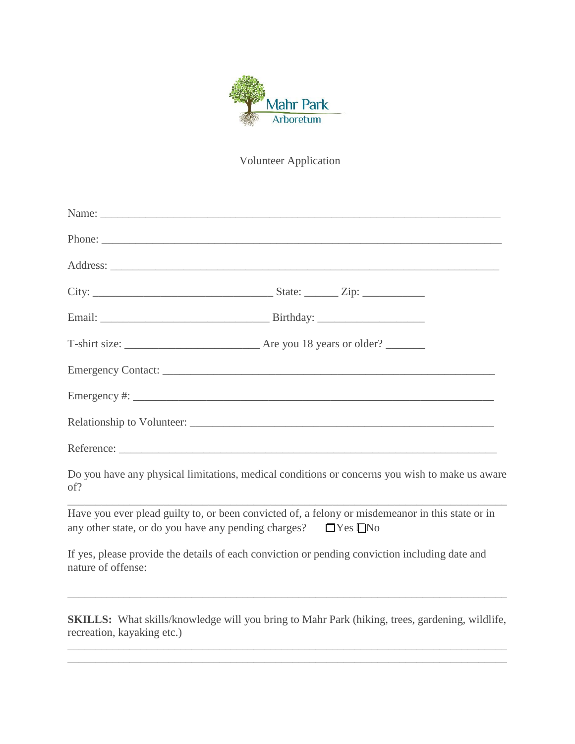Mahr Park
Arboretum

Volunteer Application

Name: ___________________________________________________________________________

Phone: __________________________________________________________________________

Address: ________________________________________________________________________

City: _________________________________ State: ______ Zip: ___________

Email: ______________________________ Birthday: ___________________

T-shirt size: ________________________ Are you 18 years or older? _______

Emergency Contact: _____________________________________________________________

Emergency #: __________________________________________________________________

Relationship to Volunteer: ________________________________________________________

Reference: _____________________________________________________________________

Do you have any physical limitations, medical conditions or concerns you wish to make us aware of?

_________________________________________________________________________________

Have you ever plead guilty to, or been convicted of, a felony or misdemeanor in this state or in any other state, or do you have any pending charges? ☐Yes ☐No

If yes, please provide the details of each conviction or pending conviction including date and nature of offense:

_________________________________________________________________________________

**SKILLS:** What skills/knowledge will you bring to Mahr Park (hiking, trees, gardening, wildlife, recreation, kayaking etc.)

_________________________________________________________________________________

_________________________________________________________________________________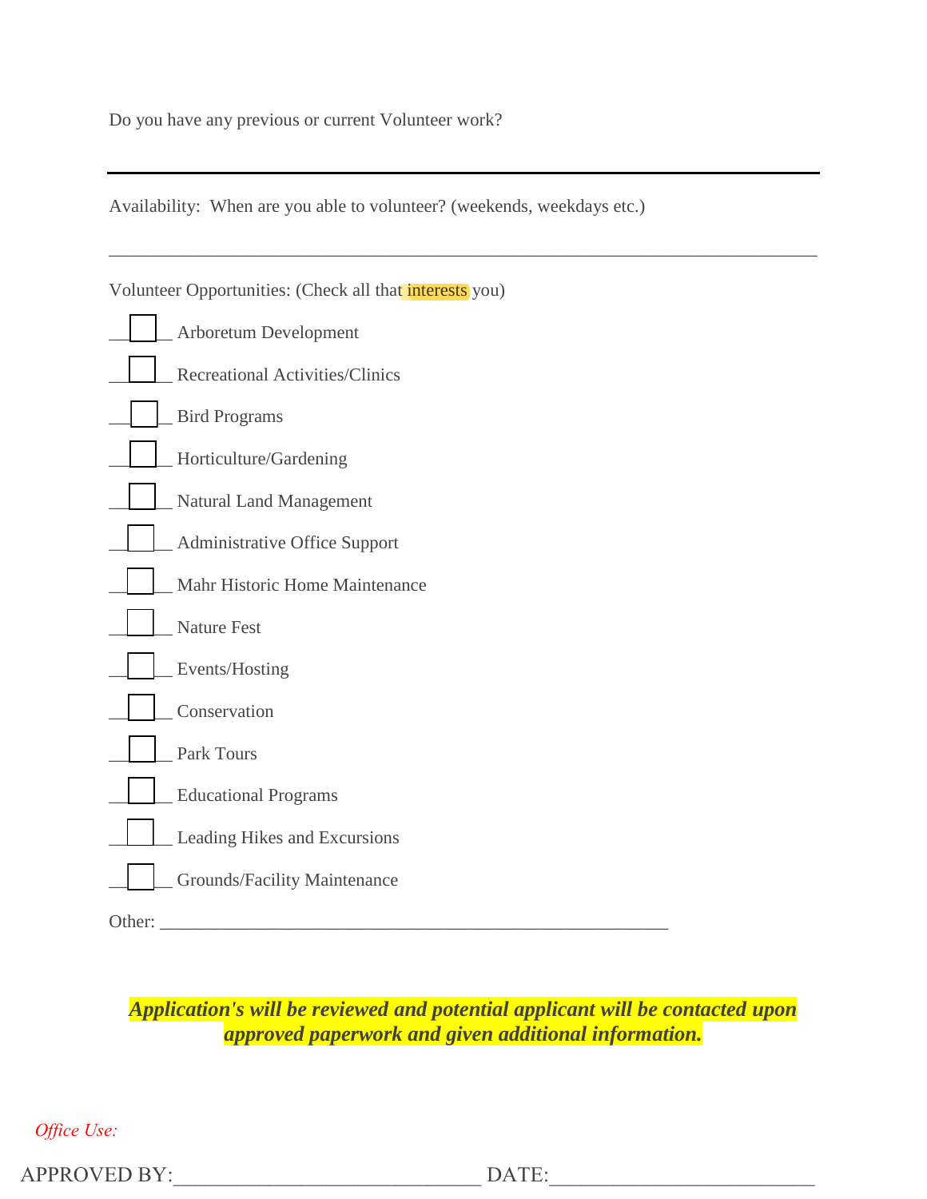Do you have any previous or current Volunteer work?

---

Availability: When are you able to volunteer? (weekends, weekdays etc.)

_______________________________________________________________________

Volunteer Opportunities: (Check all that interests you)

- [ ] Arboretum Development
- [ ] Recreational Activities/Clinics
- [ ] Bird Programs
- [ ] Horticulture/Gardening
- [ ] Natural Land Management
- [ ] Administrative Office Support
- [ ] Mahr Historic Home Maintenance
- [ ] Nature Fest
- [ ] Events/Hosting
- [ ] Conservation
- [ ] Park Tours
- [ ] Educational Programs
- [ ] Leading Hikes and Excursions
- [ ] Grounds/Facility Maintenance

Other: ___________________________________________________

***Application's will be reviewed and potential applicant will be contacted upon approved paperwork and given additional information.***

*Office Use:*

APPROVED BY:_____________________________ DATE:_________________________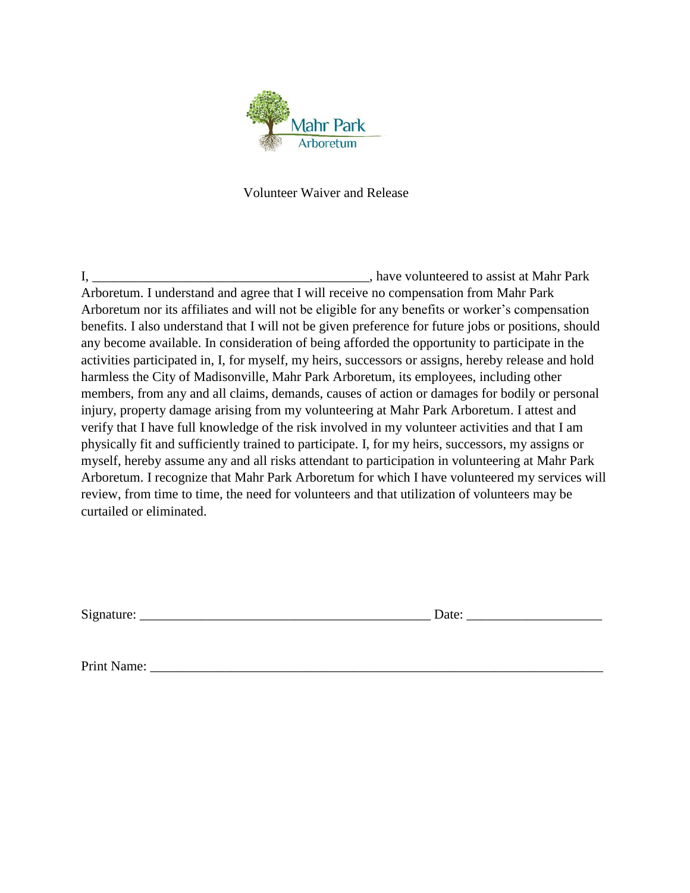Mahr Park Arboretum

Volunteer Waiver and Release

I, ________________________________________, have volunteered to assist at Mahr Park Arboretum. I understand and agree that I will receive no compensation from Mahr Park Arboretum nor its affiliates and will not be eligible for any benefits or worker's compensation benefits. I also understand that I will not be given preference for future jobs or positions, should any become available. In consideration of being afforded the opportunity to participate in the activities participated in, I, for myself, my heirs, successors or assigns, hereby release and hold harmless the City of Madisonville, Mahr Park Arboretum, its employees, including other members, from any and all claims, demands, causes of action or damages for bodily or personal injury, property damage arising from my volunteering at Mahr Park Arboretum. I attest and verify that I have full knowledge of the risk involved in my volunteer activities and that I am physically fit and sufficiently trained to participate. I, for my heirs, successors, my assigns or myself, hereby assume any and all risks attendant to participation in volunteering at Mahr Park Arboretum. I recognize that Mahr Park Arboretum for which I have volunteered my services will review, from time to time, the need for volunteers and that utilization of volunteers may be curtailed or eliminated.

Signature: ___________________________________________ Date: ____________________

Print Name: ____________________________________________________________________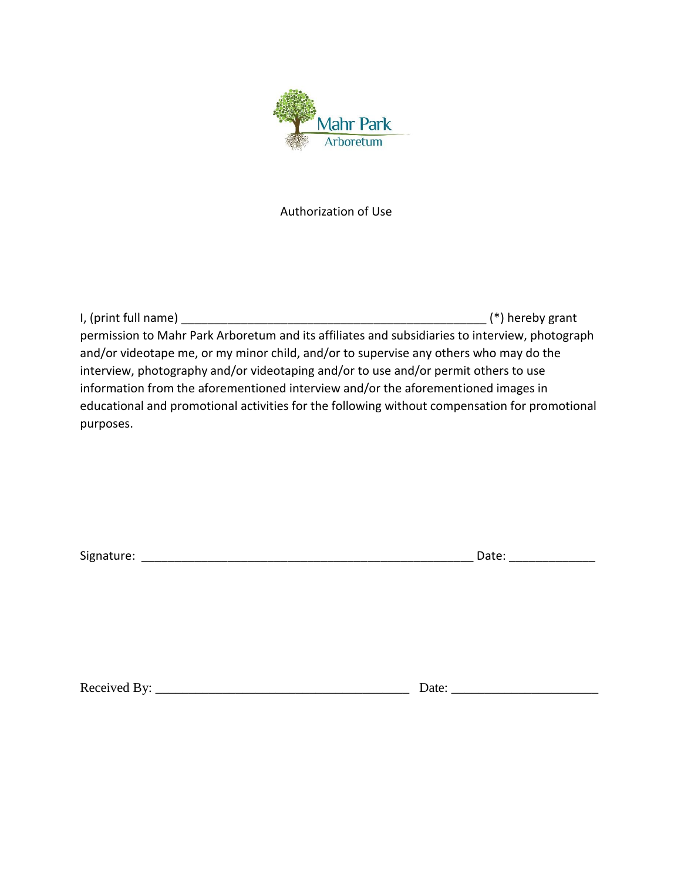Mahr Park
Arboretum

Authorization of Use

I, (print full name) _______________________________________________ (*) hereby grant permission to Mahr Park Arboretum and its affiliates and subsidiaries to interview, photograph and/or videotape me, or my minor child, and/or to supervise any others who may do the interview, photography and/or videotaping and/or to use and/or permit others to use information from the aforementioned interview and/or the aforementioned images in educational and promotional activities for the following without compensation for promotional purposes.

Signature: ___________________________________________________ Date: _____________

Received By: ______________________________________ Date: _____________________